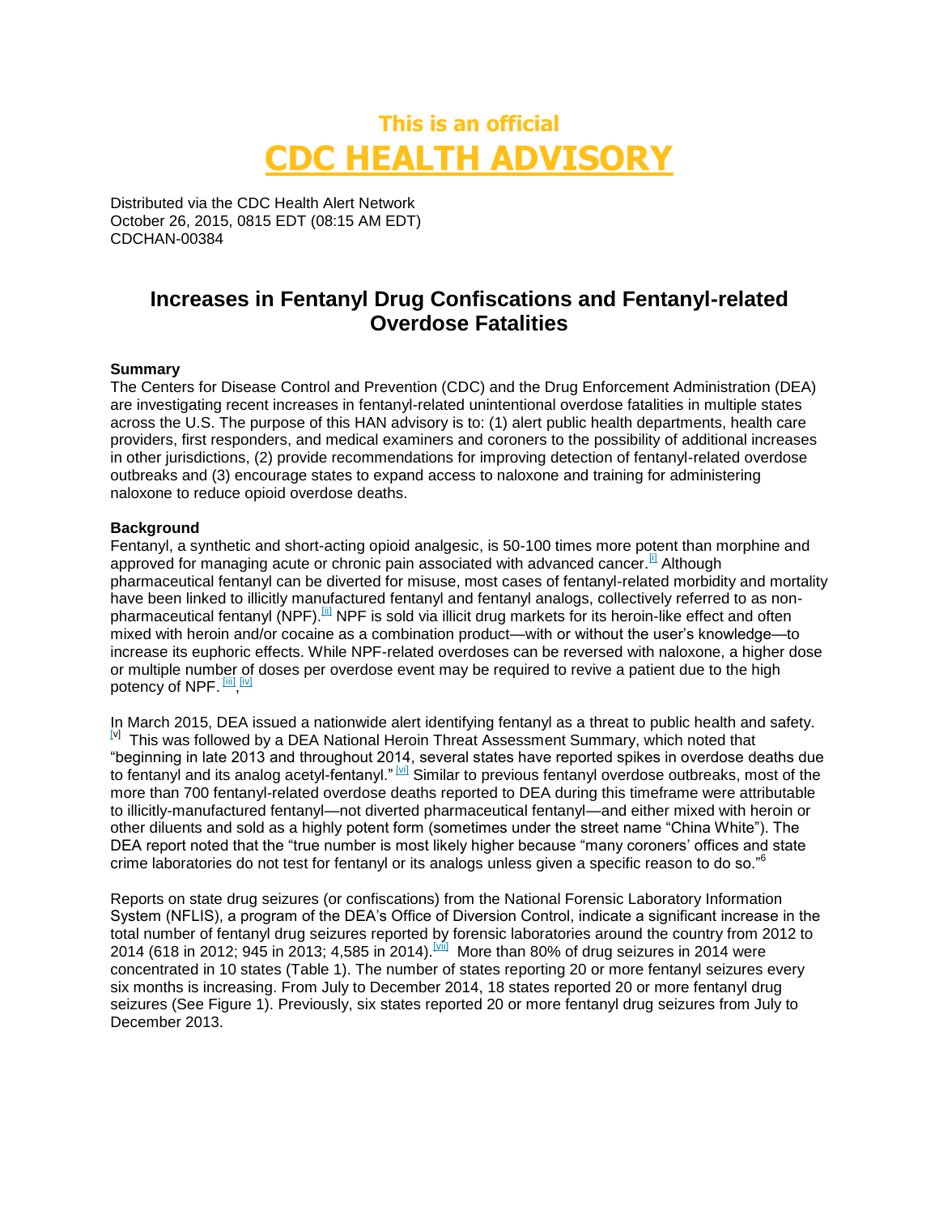# This is an official
# CDC HEALTH ADVISORY

Distributed via the CDC Health Alert Network
October 26, 2015, 0815 EDT (08:15 AM EDT)
CDCHAN-00384

## Increases in Fentanyl Drug Confiscations and Fentanyl-related Overdose Fatalities

**Summary**
The Centers for Disease Control and Prevention (CDC) and the Drug Enforcement Administration (DEA) are investigating recent increases in fentanyl-related unintentional overdose fatalities in multiple states across the U.S. The purpose of this HAN advisory is to: (1) alert public health departments, health care providers, first responders, and medical examiners and coroners to the possibility of additional increases in other jurisdictions, (2) provide recommendations for improving detection of fentanyl-related overdose outbreaks and (3) encourage states to expand access to naloxone and training for administering naloxone to reduce opioid overdose deaths.

**Background**
Fentanyl, a synthetic and short-acting opioid analgesic, is 50-100 times more potent than morphine and approved for managing acute or chronic pain associated with advanced cancer.[i] Although pharmaceutical fentanyl can be diverted for misuse, most cases of fentanyl-related morbidity and mortality have been linked to illicitly manufactured fentanyl and fentanyl analogs, collectively referred to as non-pharmaceutical fentanyl (NPF).[ii] NPF is sold via illicit drug markets for its heroin-like effect and often mixed with heroin and/or cocaine as a combination product—with or without the user's knowledge—to increase its euphoric effects. While NPF-related overdoses can be reversed with naloxone, a higher dose or multiple number of doses per overdose event may be required to revive a patient due to the high potency of NPF. [iii], [iv]

In March 2015, DEA issued a nationwide alert identifying fentanyl as a threat to public health and safety. [v] This was followed by a DEA National Heroin Threat Assessment Summary, which noted that "beginning in late 2013 and throughout 2014, several states have reported spikes in overdose deaths due to fentanyl and its analog acetyl-fentanyl." [vi] Similar to previous fentanyl overdose outbreaks, most of the more than 700 fentanyl-related overdose deaths reported to DEA during this timeframe were attributable to illicitly-manufactured fentanyl—not diverted pharmaceutical fentanyl—and either mixed with heroin or other diluents and sold as a highly potent form (sometimes under the street name "China White"). The DEA report noted that the "true number is most likely higher because "many coroners' offices and state crime laboratories do not test for fentanyl or its analogs unless given a specific reason to do so."[6]

Reports on state drug seizures (or confiscations) from the National Forensic Laboratory Information System (NFLIS), a program of the DEA's Office of Diversion Control, indicate a significant increase in the total number of fentanyl drug seizures reported by forensic laboratories around the country from 2012 to 2014 (618 in 2012; 945 in 2013; 4,585 in 2014).[vii] More than 80% of drug seizures in 2014 were concentrated in 10 states (Table 1). The number of states reporting 20 or more fentanyl seizures every six months is increasing. From July to December 2014, 18 states reported 20 or more fentanyl drug seizures (See Figure 1). Previously, six states reported 20 or more fentanyl drug seizures from July to December 2013.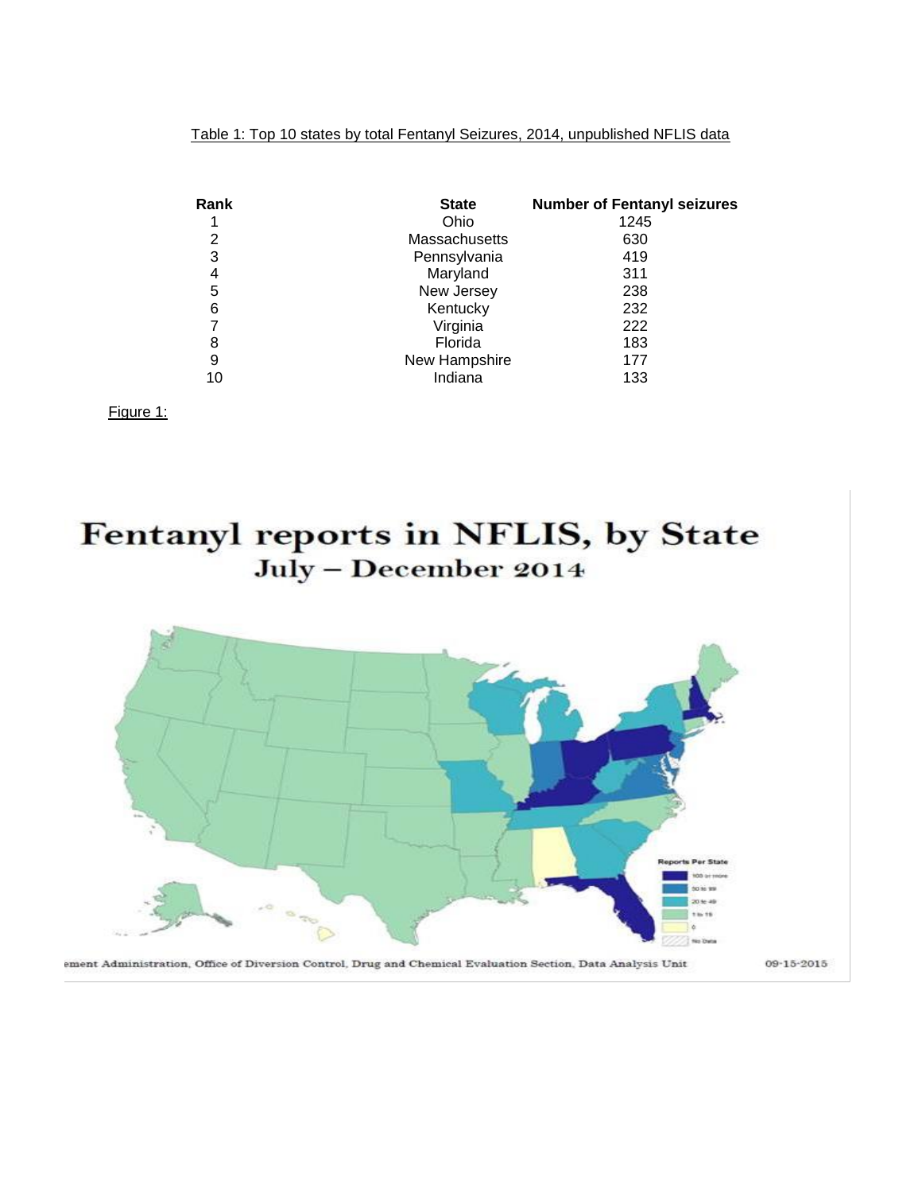Table 1: Top 10 states by total Fentanyl Seizures, 2014, unpublished NFLIS data

| Rank | State | Number of Fentanyl seizures |
|---|---|---|
| 1 | Ohio | 1245 |
| 2 | Massachusetts | 630 |
| 3 | Pennsylvania | 419 |
| 4 | Maryland | 311 |
| 5 | New Jersey | 238 |
| 6 | Kentucky | 232 |
| 7 | Virginia | 222 |
| 8 | Florida | 183 |
| 9 | New Hampshire | 177 |
| 10 | Indiana | 133 |

Figure 1:

**Fentanyl reports in NFLIS, by State**
**July – December 2014**

Reports Per State
- 100 or more
- 50 to 99
- 20 to 49
- 1 to 19
- 0
- No Data

ement Administration, Office of Diversion Control, Drug and Chemical Evaluation Section, Data Analysis Unit 09-15-2015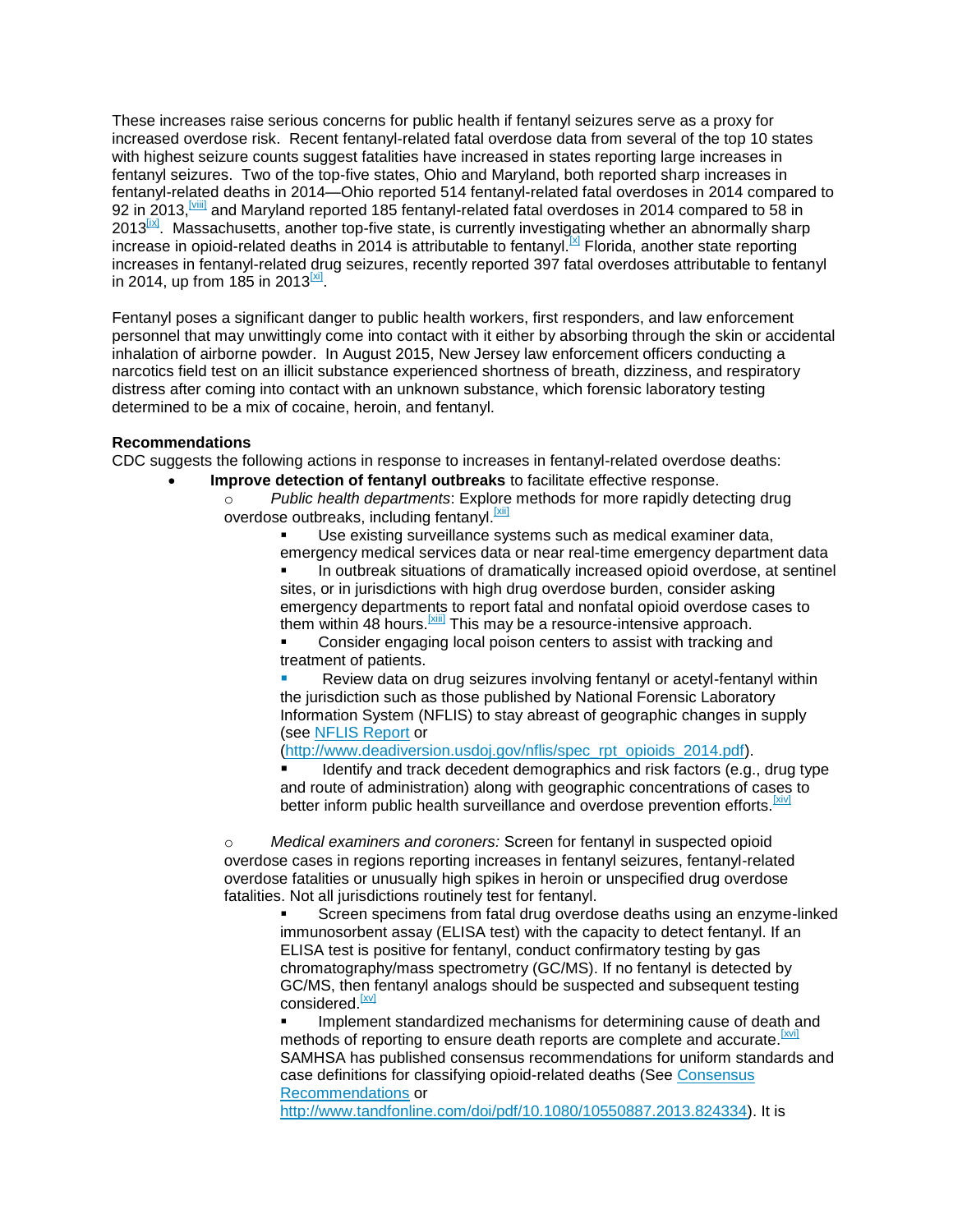These increases raise serious concerns for public health if fentanyl seizures serve as a proxy for increased overdose risk. Recent fentanyl-related fatal overdose data from several of the top 10 states with highest seizure counts suggest fatalities have increased in states reporting large increases in fentanyl seizures. Two of the top-five states, Ohio and Maryland, both reported sharp increases in fentanyl-related deaths in 2014—Ohio reported 514 fentanyl-related fatal overdoses in 2014 compared to 92 in 2013,[viii] and Maryland reported 185 fentanyl-related fatal overdoses in 2014 compared to 58 in 2013[ix]. Massachusetts, another top-five state, is currently investigating whether an abnormally sharp increase in opioid-related deaths in 2014 is attributable to fentanyl.[x] Florida, another state reporting increases in fentanyl-related drug seizures, recently reported 397 fatal overdoses attributable to fentanyl in 2014, up from 185 in 2013[xi].

Fentanyl poses a significant danger to public health workers, first responders, and law enforcement personnel that may unwittingly come into contact with it either by absorbing through the skin or accidental inhalation of airborne powder. In August 2015, New Jersey law enforcement officers conducting a narcotics field test on an illicit substance experienced shortness of breath, dizziness, and respiratory distress after coming into contact with an unknown substance, which forensic laboratory testing determined to be a mix of cocaine, heroin, and fentanyl.

**Recommendations**

CDC suggests the following actions in response to increases in fentanyl-related overdose deaths:

- **Improve detection of fentanyl outbreaks** to facilitate effective response.
  - *Public health departments*: Explore methods for more rapidly detecting drug overdose outbreaks, including fentanyl.[xii]
    - Use existing surveillance systems such as medical examiner data, emergency medical services data or near real-time emergency department data
    - In outbreak situations of dramatically increased opioid overdose, at sentinel sites, or in jurisdictions with high drug overdose burden, consider asking emergency departments to report fatal and nonfatal opioid overdose cases to them within 48 hours.[xiii] This may be a resource-intensive approach.
    - Consider engaging local poison centers to assist with tracking and treatment of patients.
    - Review data on drug seizures involving fentanyl or acetyl-fentanyl within the jurisdiction such as those published by National Forensic Laboratory Information System (NFLIS) to stay abreast of geographic changes in supply (see NFLIS Report or (http://www.deadiversion.usdoj.gov/nflis/spec_rpt_opioids_2014.pdf).
    - Identify and track decedent demographics and risk factors (e.g., drug type and route of administration) along with geographic concentrations of cases to better inform public health surveillance and overdose prevention efforts.[xiv]

  - *Medical examiners and coroners:* Screen for fentanyl in suspected opioid overdose cases in regions reporting increases in fentanyl seizures, fentanyl-related overdose fatalities or unusually high spikes in heroin or unspecified drug overdose fatalities. Not all jurisdictions routinely test for fentanyl.
    - Screen specimens from fatal drug overdose deaths using an enzyme-linked immunosorbent assay (ELISA test) with the capacity to detect fentanyl. If an ELISA test is positive for fentanyl, conduct confirmatory testing by gas chromatography/mass spectrometry (GC/MS). If no fentanyl is detected by GC/MS, then fentanyl analogs should be suspected and subsequent testing considered.[xv]
    - Implement standardized mechanisms for determining cause of death and methods of reporting to ensure death reports are complete and accurate.[xvi] SAMHSA has published consensus recommendations for uniform standards and case definitions for classifying opioid-related deaths (See Consensus Recommendations or http://www.tandfonline.com/doi/pdf/10.1080/10550887.2013.824334). It is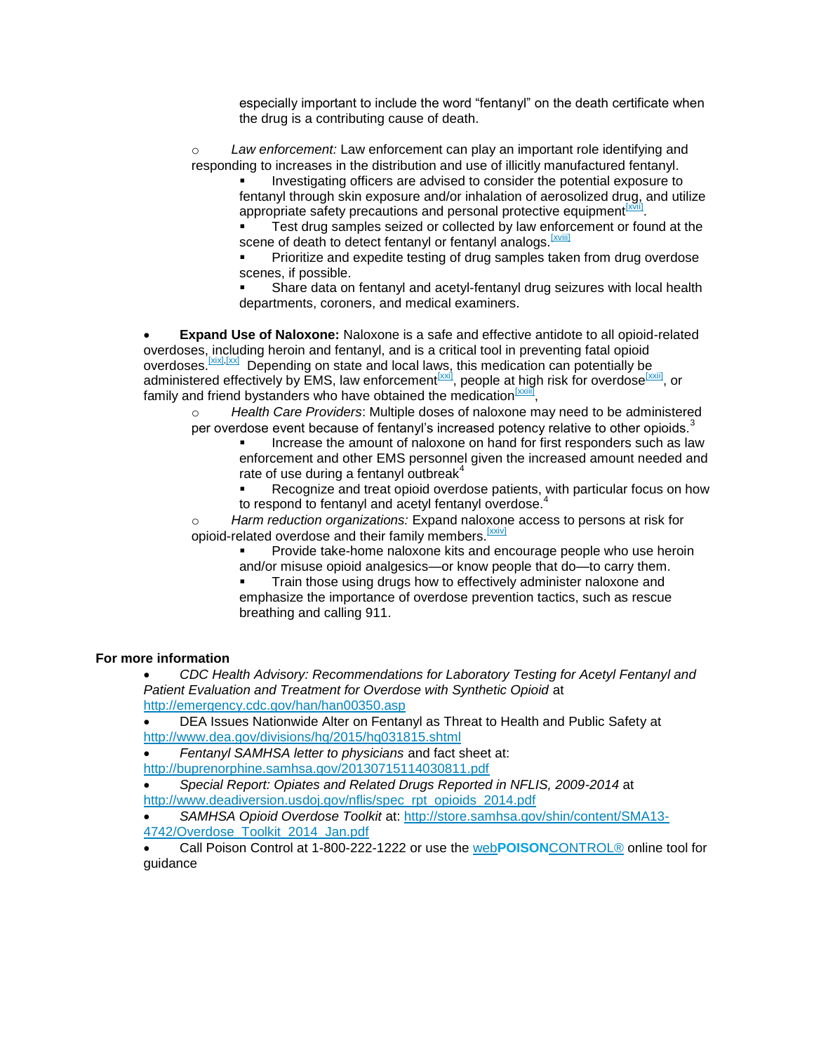especially important to include the word "fentanyl" on the death certificate when the drug is a contributing cause of death.

- *Law enforcement:* Law enforcement can play an important role identifying and responding to increases in the distribution and use of illicitly manufactured fentanyl.
    - Investigating officers are advised to consider the potential exposure to fentanyl through skin exposure and/or inhalation of aerosolized drug, and utilize appropriate safety precautions and personal protective equipment[xvii].
    - Test drug samples seized or collected by law enforcement or found at the scene of death to detect fentanyl or fentanyl analogs.[xviii]
    - Prioritize and expedite testing of drug samples taken from drug overdose scenes, if possible.
    - Share data on fentanyl and acetyl-fentanyl drug seizures with local health departments, coroners, and medical examiners.

- **Expand Use of Naloxone:** Naloxone is a safe and effective antidote to all opioid-related overdoses, including heroin and fentanyl, and is a critical tool in preventing fatal opioid overdoses.[xix],[xx] Depending on state and local laws, this medication can potentially be administered effectively by EMS, law enforcement[xxi], people at high risk for overdose[xxii], or family and friend bystanders who have obtained the medication[xxiii],
    - *Health Care Providers*: Multiple doses of naloxone may need to be administered per overdose event because of fentanyl's increased potency relative to other opioids.[3]
        - Increase the amount of naloxone on hand for first responders such as law enforcement and other EMS personnel given the increased amount needed and rate of use during a fentanyl outbreak[4]
        - Recognize and treat opioid overdose patients, with particular focus on how to respond to fentanyl and acetyl fentanyl overdose.[4]
    - *Harm reduction organizations:* Expand naloxone access to persons at risk for opioid-related overdose and their family members.[xxiv]
        - Provide take-home naloxone kits and encourage people who use heroin and/or misuse opioid analgesics—or know people that do—to carry them.
        - Train those using drugs how to effectively administer naloxone and emphasize the importance of overdose prevention tactics, such as rescue breathing and calling 911.

**For more information**

- *CDC Health Advisory: Recommendations for Laboratory Testing for Acetyl Fentanyl and Patient Evaluation and Treatment for Overdose with Synthetic Opioid* at http://emergency.cdc.gov/han/han00350.asp
- DEA Issues Nationwide Alter on Fentanyl as Threat to Health and Public Safety at http://www.dea.gov/divisions/hq/2015/hq031815.shtml
- *Fentanyl SAMHSA letter to physicians* and fact sheet at: http://buprenorphine.samhsa.gov/20130715114030811.pdf
- *Special Report: Opiates and Related Drugs Reported in NFLIS, 2009-2014* at http://www.deadiversion.usdoj.gov/nflis/spec_rpt_opioids_2014.pdf
- *SAMHSA Opioid Overdose Toolkit* at: http://store.samhsa.gov/shin/content/SMA13-4742/Overdose_Toolkit_2014_Jan.pdf
- Call Poison Control at 1-800-222-1222 or use the web**POISON**CONTROL® online tool for guidance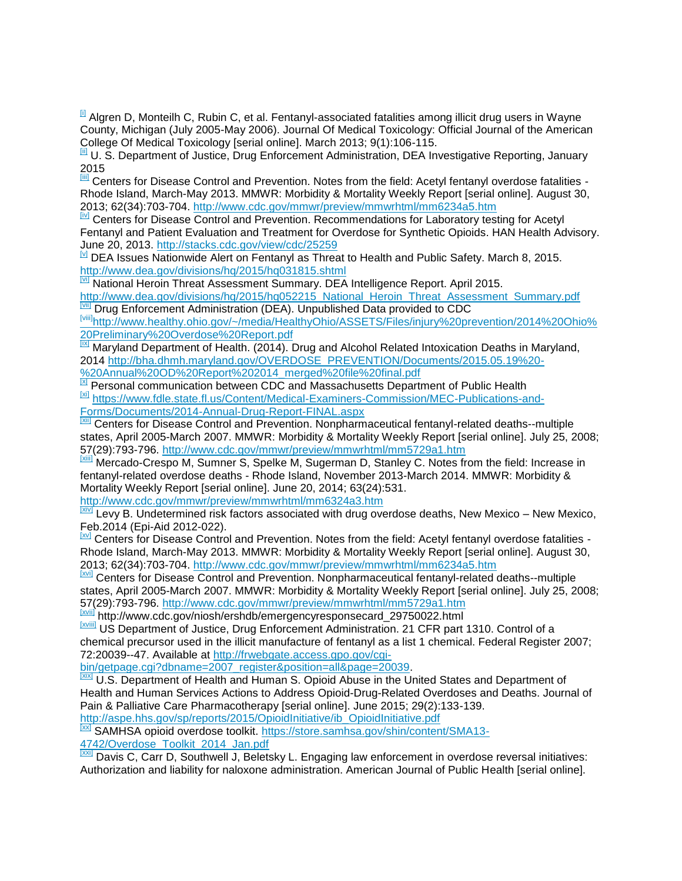[i] Algren D, Monteilh C, Rubin C, et al. Fentanyl-associated fatalities among illicit drug users in Wayne County, Michigan (July 2005-May 2006). Journal Of Medical Toxicology: Official Journal of the American College Of Medical Toxicology [serial online]. March 2013; 9(1):106-115.

[ii] U. S. Department of Justice, Drug Enforcement Administration, DEA Investigative Reporting, January 2015

[iii] Centers for Disease Control and Prevention. Notes from the field: Acetyl fentanyl overdose fatalities - Rhode Island, March-May 2013. MMWR: Morbidity & Mortality Weekly Report [serial online]. August 30, 2013; 62(34):703-704. http://www.cdc.gov/mmwr/preview/mmwrhtml/mm6234a5.htm

[iv] Centers for Disease Control and Prevention. Recommendations for Laboratory testing for Acetyl Fentanyl and Patient Evaluation and Treatment for Overdose for Synthetic Opioids. HAN Health Advisory. June 20, 2013. http://stacks.cdc.gov/view/cdc/25259

[v] DEA Issues Nationwide Alert on Fentanyl as Threat to Health and Public Safety. March 8, 2015. http://www.dea.gov/divisions/hq/2015/hq031815.shtml

[vi] National Heroin Threat Assessment Summary. DEA Intelligence Report. April 2015. http://www.dea.gov/divisions/hq/2015/hq052215_National_Heroin_Threat_Assessment_Summary.pdf

[vii] Drug Enforcement Administration (DEA). Unpublished Data provided to CDC

[viii]http://www.healthy.ohio.gov/~/media/HealthyOhio/ASSETS/Files/injury%20prevention/2014%20Ohio%20Preliminary%20Overdose%20Report.pdf

[ix] Maryland Department of Health. (2014). Drug and Alcohol Related Intoxication Deaths in Maryland, 2014 http://bha.dhmh.maryland.gov/OVERDOSE_PREVENTION/Documents/2015.05.19%20-%20Annual%20OD%20Report%202014_merged%20file%20final.pdf

[x] Personal communication between CDC and Massachusetts Department of Public Health

[xi] https://www.fdle.state.fl.us/Content/Medical-Examiners-Commission/MEC-Publications-and-Forms/Documents/2014-Annual-Drug-Report-FINAL.aspx

[xii] Centers for Disease Control and Prevention. Nonpharmaceutical fentanyl-related deaths--multiple states, April 2005-March 2007. MMWR: Morbidity & Mortality Weekly Report [serial online]. July 25, 2008; 57(29):793-796. http://www.cdc.gov/mmwr/preview/mmwrhtml/mm5729a1.htm

[xiii] Mercado-Crespo M, Sumner S, Spelke M, Sugerman D, Stanley C. Notes from the field: Increase in fentanyl-related overdose deaths - Rhode Island, November 2013-March 2014. MMWR: Morbidity & Mortality Weekly Report [serial online]. June 20, 2014; 63(24):531. http://www.cdc.gov/mmwr/preview/mmwrhtml/mm6324a3.htm

[xiv] Levy B. Undetermined risk factors associated with drug overdose deaths, New Mexico – New Mexico, Feb.2014 (Epi-Aid 2012-022).

[xv] Centers for Disease Control and Prevention. Notes from the field: Acetyl fentanyl overdose fatalities - Rhode Island, March-May 2013. MMWR: Morbidity & Mortality Weekly Report [serial online]. August 30, 2013; 62(34):703-704. http://www.cdc.gov/mmwr/preview/mmwrhtml/mm6234a5.htm

[xvi] Centers for Disease Control and Prevention. Nonpharmaceutical fentanyl-related deaths--multiple states, April 2005-March 2007. MMWR: Morbidity & Mortality Weekly Report [serial online]. July 25, 2008; 57(29):793-796. http://www.cdc.gov/mmwr/preview/mmwrhtml/mm5729a1.htm

[xvii] http://www.cdc.gov/niosh/ershdb/emergencyresponsecard_29750022.html

[xviii] US Department of Justice, Drug Enforcement Administration. 21 CFR part 1310. Control of a chemical precursor used in the illicit manufacture of fentanyl as a list 1 chemical. Federal Register 2007; 72:20039--47. Available at http://frwebgate.access.gpo.gov/cgi-bin/getpage.cgi?dbname=2007_register&position=all&page=20039.

[xix] U.S. Department of Health and Human S. Opioid Abuse in the United States and Department of Health and Human Services Actions to Address Opioid-Drug-Related Overdoses and Deaths. Journal of Pain & Palliative Care Pharmacotherapy [serial online]. June 2015; 29(2):133-139. http://aspe.hhs.gov/sp/reports/2015/OpioidInitiative/ib_OpioidInitiative.pdf

[xx] SAMHSA opioid overdose toolkit. https://store.samhsa.gov/shin/content/SMA13-4742/Overdose_Toolkit_2014_Jan.pdf

[xxi] Davis C, Carr D, Southwell J, Beletsky L. Engaging law enforcement in overdose reversal initiatives: Authorization and liability for naloxone administration. American Journal of Public Health [serial online].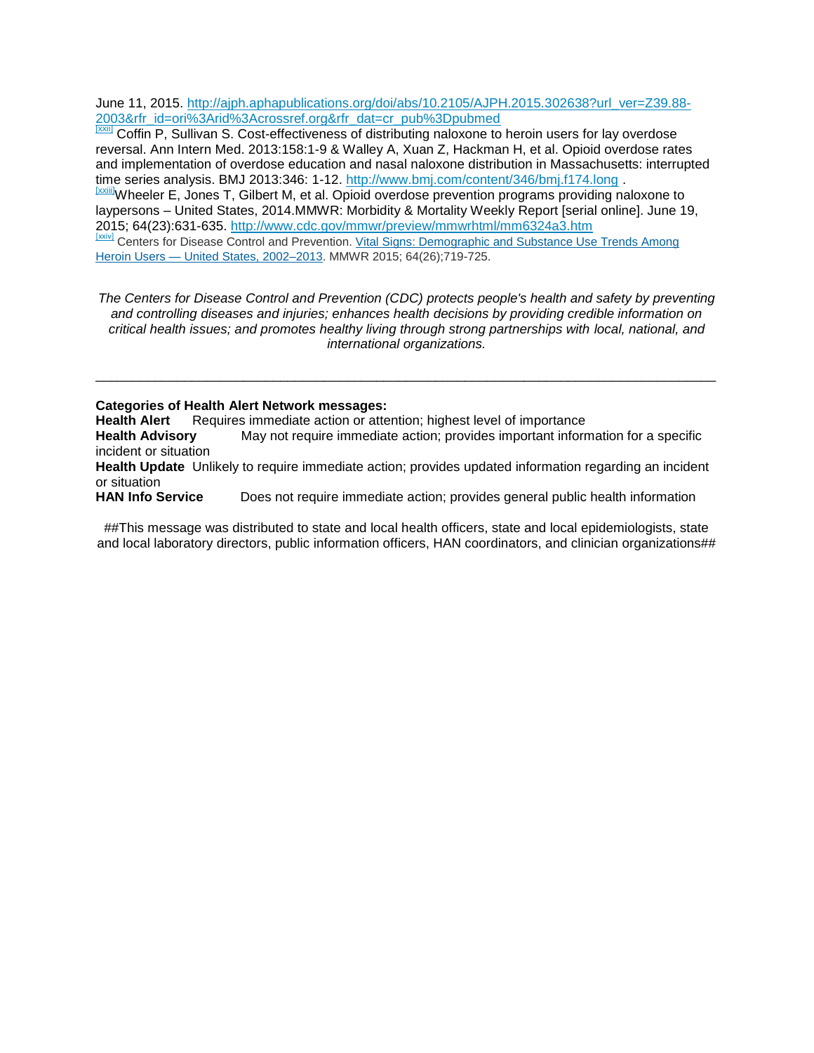June 11, 2015. http://ajph.aphapublications.org/doi/abs/10.2105/AJPH.2015.302638?url_ver=Z39.88-2003&rfr_id=ori%3Arid%3Acrossref.org&rfr_dat=cr_pub%3Dpubmed

[xxii] Coffin P, Sullivan S. Cost-effectiveness of distributing naloxone to heroin users for lay overdose reversal. Ann Intern Med. 2013:158:1-9 & Walley A, Xuan Z, Hackman H, et al. Opioid overdose rates and implementation of overdose education and nasal naloxone distribution in Massachusetts: interrupted time series analysis. BMJ 2013:346: 1-12. http://www.bmj.com/content/346/bmj.f174.long .

[xxiii]Wheeler E, Jones T, Gilbert M, et al. Opioid overdose prevention programs providing naloxone to laypersons – United States, 2014.MMWR: Morbidity & Mortality Weekly Report [serial online]. June 19, 2015; 64(23):631-635. http://www.cdc.gov/mmwr/preview/mmwrhtml/mm6324a3.htm

[xxiv] Centers for Disease Control and Prevention. Vital Signs: Demographic and Substance Use Trends Among Heroin Users — United States, 2002–2013. MMWR 2015; 64(26);719-725.

*The Centers for Disease Control and Prevention (CDC) protects people's health and safety by preventing and controlling diseases and injuries; enhances health decisions by providing credible information on critical health issues; and promotes healthy living through strong partnerships with local, national, and international organizations.*

---

**Categories of Health Alert Network messages:**

**Health Alert** Requires immediate action or attention; highest level of importance

**Health Advisory** May not require immediate action; provides important information for a specific incident or situation

**Health Update** Unlikely to require immediate action; provides updated information regarding an incident or situation

**HAN Info Service** Does not require immediate action; provides general public health information

##This message was distributed to state and local health officers, state and local epidemiologists, state and local laboratory directors, public information officers, HAN coordinators, and clinician organizations##